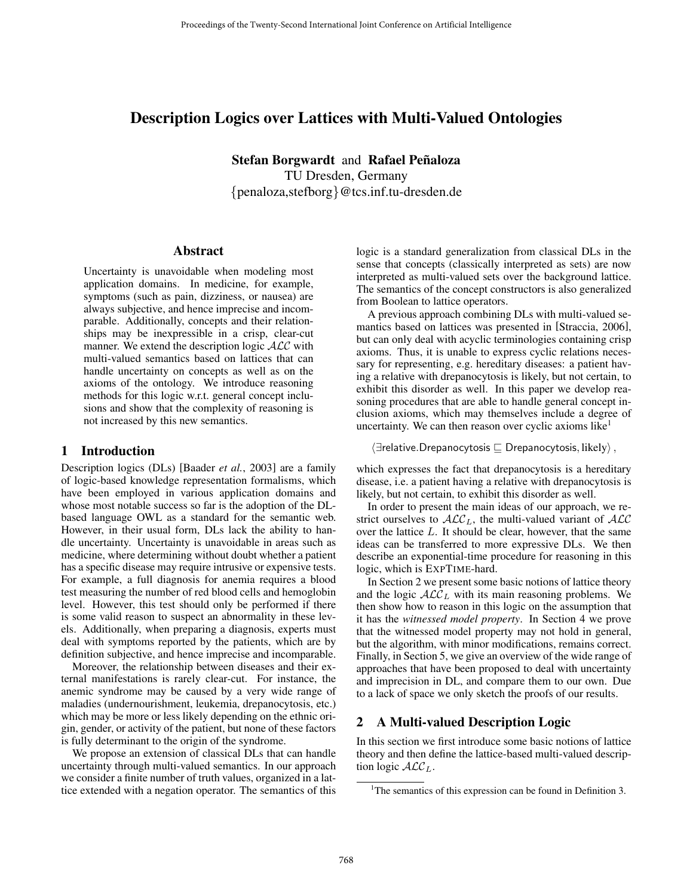# Description Logics over Lattices with Multi-Valued Ontologies

**Stefan Borgwardt** and **Rafael Peñaloza**
TU Dresden, Germany
{penaloza,stefborg}@tcs.inf.tu-dresden.de

## Abstract

Uncertainty is unavoidable when modeling most application domains. In medicine, for example, symptoms (such as pain, dizziness, or nausea) are always subjective, and hence imprecise and incomparable. Additionally, concepts and their relationships may be inexpressible in a crisp, clear-cut manner. We extend the description logic $\mathcal{ALC}$ with multi-valued semantics based on lattices that can handle uncertainty on concepts as well as on the axioms of the ontology. We introduce reasoning methods for this logic w.r.t. general concept inclusions and show that the complexity of reasoning is not increased by this new semantics.

## 1 Introduction

Description logics (DLs) [Baader *et al.*, 2003] are a family of logic-based knowledge representation formalisms, which have been employed in various application domains and whose most notable success so far is the adoption of the DL-based language OWL as a standard for the semantic web. However, in their usual form, DLs lack the ability to handle uncertainty. Uncertainty is unavoidable in areas such as medicine, where determining without doubt whether a patient has a specific disease may require intrusive or expensive tests. For example, a full diagnosis for anemia requires a blood test measuring the number of red blood cells and hemoglobin level. However, this test should only be performed if there is some valid reason to suspect an abnormality in these levels. Additionally, when preparing a diagnosis, experts must deal with symptoms reported by the patients, which are by definition subjective, and hence imprecise and incomparable.

Moreover, the relationship between diseases and their external manifestations is rarely clear-cut. For instance, the anemic syndrome may be caused by a very wide range of maladies (undernourishment, leukemia, drepanocytosis, etc.) which may be more or less likely depending on the ethnic origin, gender, or activity of the patient, but none of these factors is fully determinant to the origin of the syndrome.

We propose an extension of classical DLs that can handle uncertainty through multi-valued semantics. In our approach we consider a finite number of truth values, organized in a lattice extended with a negation operator. The semantics of this logic is a standard generalization from classical DLs in the sense that concepts (classically interpreted as sets) are now interpreted as multi-valued sets over the background lattice. The semantics of the concept constructors is also generalized from Boolean to lattice operators.

A previous approach combining DLs with multi-valued semantics based on lattices was presented in [Straccia, 2006], but can only deal with acyclic terminologies containing crisp axioms. Thus, it is unable to express cyclic relations necessary for representing, e.g. hereditary diseases: a patient having a relative with drepanocytosis is likely, but not certain, to exhibit this disorder as well. In this paper we develop reasoning procedures that are able to handle general concept inclusion axioms, which may themselves include a degree of uncertainty. We can then reason over cyclic axioms like[1]

$$\langle \exists \mathsf{relative}.\mathsf{Drepanocytosis} \sqsubseteq \mathsf{Drepanocytosis}, \mathsf{likely} \rangle ,$$

which expresses the fact that drepanocytosis is a hereditary disease, i.e. a patient having a relative with drepanocytosis is likely, but not certain, to exhibit this disorder as well.

In order to present the main ideas of our approach, we restrict ourselves to $\mathcal{ALC}_L$, the multi-valued variant of $\mathcal{ALC}$ over the lattice $L$. It should be clear, however, that the same ideas can be transferred to more expressive DLs. We then describe an exponential-time procedure for reasoning in this logic, which is ExpTime-hard.

In Section 2 we present some basic notions of lattice theory and the logic $\mathcal{ALC}_L$ with its main reasoning problems. We then show how to reason in this logic on the assumption that it has the *witnessed model property*. In Section 4 we prove that the witnessed model property may not hold in general, but the algorithm, with minor modifications, remains correct. Finally, in Section 5, we give an overview of the wide range of approaches that have been proposed to deal with uncertainty and imprecision in DL, and compare them to our own. Due to a lack of space we only sketch the proofs of our results.

## 2 A Multi-valued Description Logic

In this section we first introduce some basic notions of lattice theory and then define the lattice-based multi-valued description logic $\mathcal{ALC}_L$.

[1] The semantics of this expression can be found in Definition 3.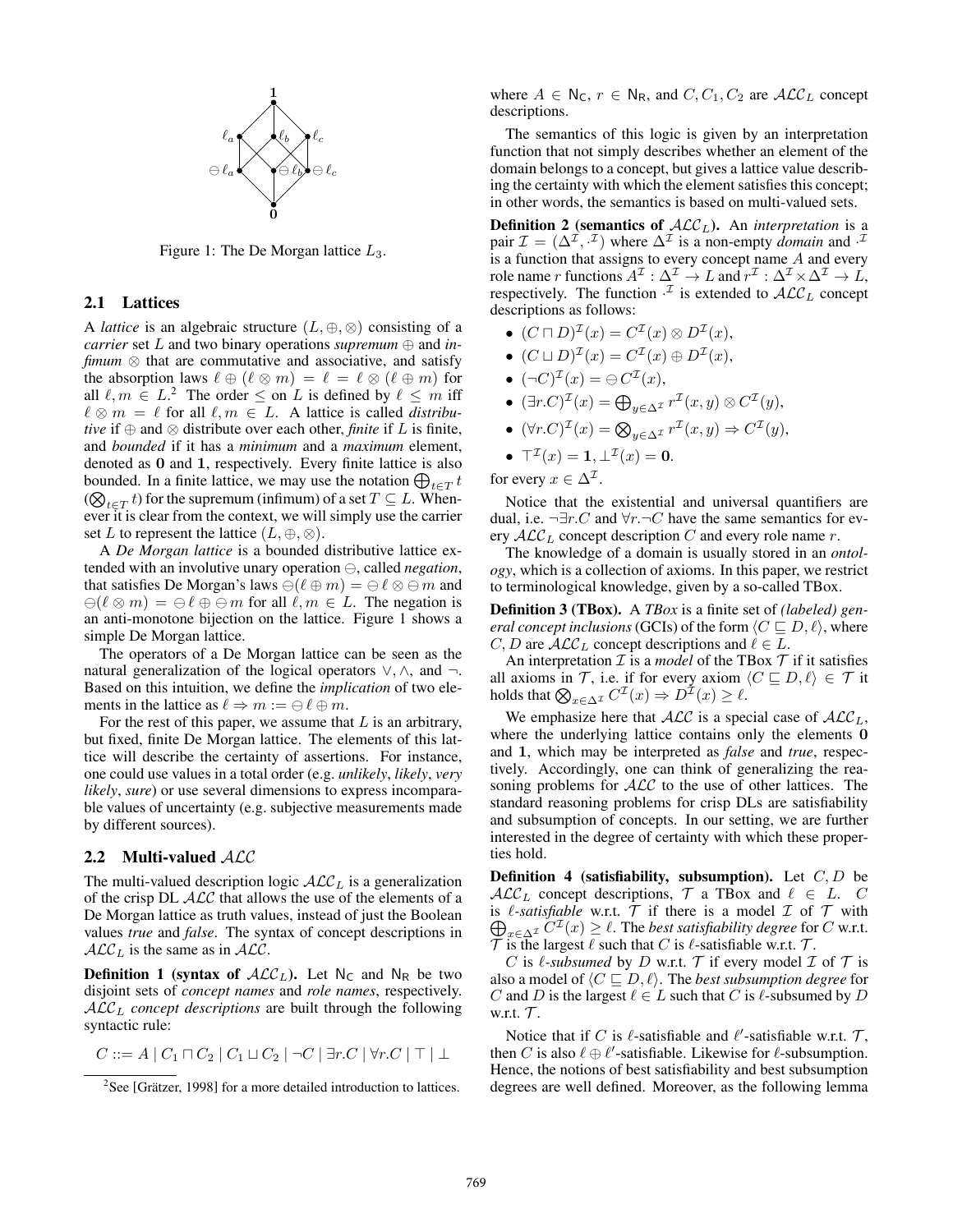Figure 1: The De Morgan lattice $L_3$.

### 2.1 Lattices

A *lattice* is an algebraic structure $(L, \oplus, \otimes)$ consisting of a *carrier* set $L$ and two binary operations *supremum* $\oplus$ and *infimum* $\otimes$ that are commutative and associative, and satisfy the absorption laws $\ell \oplus (\ell \otimes m) = \ell = \ell \otimes (\ell \oplus m)$ for all $\ell, m \in L$.[2] The order $\leq$ on $L$ is defined by $\ell \leq m$ iff $\ell \otimes m = \ell$ for all $\ell, m \in L$. A lattice is called *distributive* if $\oplus$ and $\otimes$ distribute over each other, *finite* if $L$ is finite, and *bounded* if it has a *minimum* and a *maximum* element, denoted as $\mathbf{0}$ and $\mathbf{1}$, respectively. Every finite lattice is also bounded. In a finite lattice, we may use the notation $\bigoplus_{t \in T} t$ ($\bigotimes_{t \in T} t$) for the supremum (infimum) of a set $T \subseteq L$. Whenever it is clear from the context, we will simply use the carrier set $L$ to represent the lattice $(L, \oplus, \otimes)$.

A *De Morgan lattice* is a bounded distributive lattice extended with an involutive unary operation $\ominus$, called *negation*, that satisfies De Morgan's laws $\ominus(\ell \oplus m) = \ominus \ell \otimes \ominus m$ and $\ominus(\ell \otimes m) = \ominus \ell \oplus \ominus m$ for all $\ell, m \in L$. The negation is an anti-monotone bijection on the lattice. Figure 1 shows a simple De Morgan lattice.

The operators of a De Morgan lattice can be seen as the natural generalization of the logical operators $\vee, \wedge$, and $\neg$. Based on this intuition, we define the *implication* of two elements in the lattice as $\ell \Rightarrow m := \ominus \ell \oplus m$.

For the rest of this paper, we assume that $L$ is an arbitrary, but fixed, finite De Morgan lattice. The elements of this lattice will describe the certainty of assertions. For instance, one could use values in a total order (e.g. *unlikely*, *likely*, *very likely*, *sure*) or use several dimensions to express incomparable values of uncertainty (e.g. subjective measurements made by different sources).

### 2.2 Multi-valued $\mathcal{ALC}$

The multi-valued description logic $\mathcal{ALC}_L$ is a generalization of the crisp DL $\mathcal{ALC}$ that allows the use of the elements of a De Morgan lattice as truth values, instead of just the Boolean values *true* and *false*. The syntax of concept descriptions in $\mathcal{ALC}_L$ is the same as in $\mathcal{ALC}$.

**Definition 1 (syntax of $\mathcal{ALC}_L$).** Let $\mathsf{N_C}$ and $\mathsf{N_R}$ be two disjoint sets of *concept names* and *role names*, respectively. $\mathcal{ALC}_L$ *concept descriptions* are built through the following syntactic rule:

$$C ::= A \mid C_1 \sqcap C_2 \mid C_1 \sqcup C_2 \mid \neg C \mid \exists r.C \mid \forall r.C \mid \top \mid \bot$$

where $A \in \mathsf{N_C}$, $r \in \mathsf{N_R}$, and $C, C_1, C_2$ are $\mathcal{ALC}_L$ concept descriptions.

The semantics of this logic is given by an interpretation function that not simply describes whether an element of the domain belongs to a concept, but gives a lattice value describing the certainty with which the element satisfies this concept; in other words, the semantics is based on multi-valued sets.

**Definition 2 (semantics of $\mathcal{ALC}_L$).** An *interpretation* is a pair $\mathcal{I} = (\Delta^\mathcal{I}, \cdot^\mathcal{I})$ where $\Delta^\mathcal{I}$ is a non-empty *domain* and $\cdot^\mathcal{I}$ is a function that assigns to every concept name $A$ and every role name $r$ functions $A^\mathcal{I} : \Delta^\mathcal{I} \to L$ and $r^\mathcal{I} : \Delta^\mathcal{I} \times \Delta^\mathcal{I} \to L$, respectively. The function $\cdot^\mathcal{I}$ is extended to $\mathcal{ALC}_L$ concept descriptions as follows:

- $(C \sqcap D)^\mathcal{I}(x) = C^\mathcal{I}(x) \otimes D^\mathcal{I}(x)$,
- $(C \sqcup D)^\mathcal{I}(x) = C^\mathcal{I}(x) \oplus D^\mathcal{I}(x)$,
- $(\neg C)^\mathcal{I}(x) = \ominus C^\mathcal{I}(x)$,
- $(\exists r.C)^\mathcal{I}(x) = \bigoplus_{y \in \Delta^\mathcal{I}} r^\mathcal{I}(x, y) \otimes C^\mathcal{I}(y)$,
- $(\forall r.C)^\mathcal{I}(x) = \bigotimes_{y \in \Delta^\mathcal{I}} r^\mathcal{I}(x, y) \Rightarrow C^\mathcal{I}(y)$,
- $\top^\mathcal{I}(x) = \mathbf{1}, \bot^\mathcal{I}(x) = \mathbf{0}$.

for every $x \in \Delta^\mathcal{I}$.

Notice that the existential and universal quantifiers are dual, i.e. $\neg\exists r.C$ and $\forall r.\neg C$ have the same semantics for every $\mathcal{ALC}_L$ concept description $C$ and every role name $r$.

The knowledge of a domain is usually stored in an *ontology*, which is a collection of axioms. In this paper, we restrict to terminological knowledge, given by a so-called TBox.

**Definition 3 (TBox).** A *TBox* is a finite set of *(labeled) general concept inclusions* (GCIs) of the form $\langle C \sqsubseteq D, \ell \rangle$, where $C, D$ are $\mathcal{ALC}_L$ concept descriptions and $\ell \in L$.

An interpretation $\mathcal{I}$ is a *model* of the TBox $\mathcal{T}$ if it satisfies all axioms in $\mathcal{T}$, i.e. if for every axiom $\langle C \sqsubseteq D, \ell \rangle \in \mathcal{T}$ it holds that $\bigotimes_{x \in \Delta^\mathcal{I}} C^\mathcal{I}(x) \Rightarrow D^\mathcal{I}(x) \geq \ell$.

We emphasize here that $\mathcal{ALC}$ is a special case of $\mathcal{ALC}_L$, where the underlying lattice contains only the elements $\mathbf{0}$ and $\mathbf{1}$, which may be interpreted as *false* and *true*, respectively. Accordingly, one can think of generalizing the reasoning problems for $\mathcal{ALC}$ to the use of other lattices. The standard reasoning problems for crisp DLs are satisfiability and subsumption of concepts. In our setting, we are further interested in the degree of certainty with which these properties hold.

**Definition 4 (satisfiability, subsumption).** Let $C, D$ be $\mathcal{ALC}_L$ concept descriptions, $\mathcal{T}$ a TBox and $\ell \in L$. $C$ is $\ell$*-satisfiable* w.r.t. $\mathcal{T}$ if there is a model $\mathcal{I}$ of $\mathcal{T}$ with $\bigoplus_{x \in \Delta^\mathcal{I}} C^\mathcal{I}(x) \geq \ell$. The *best satisfiability degree* for $C$ w.r.t. $\mathcal{T}$ is the largest $\ell$ such that $C$ is $\ell$-satisfiable w.r.t. $\mathcal{T}$.

$C$ is $\ell$*-subsumed* by $D$ w.r.t. $\mathcal{T}$ if every model $\mathcal{I}$ of $\mathcal{T}$ is also a model of $\langle C \sqsubseteq D, \ell \rangle$. The *best subsumption degree* for $C$ and $D$ is the largest $\ell \in L$ such that $C$ is $\ell$-subsumed by $D$ w.r.t. $\mathcal{T}$.

Notice that if $C$ is $\ell$-satisfiable and $\ell'$-satisfiable w.r.t. $\mathcal{T}$, then $C$ is also $\ell \oplus \ell'$-satisfiable. Likewise for $\ell$-subsumption. Hence, the notions of best satisfiability and best subsumption degrees are well defined. Moreover, as the following lemma

[2] See [Grätzer, 1998] for a more detailed introduction to lattices.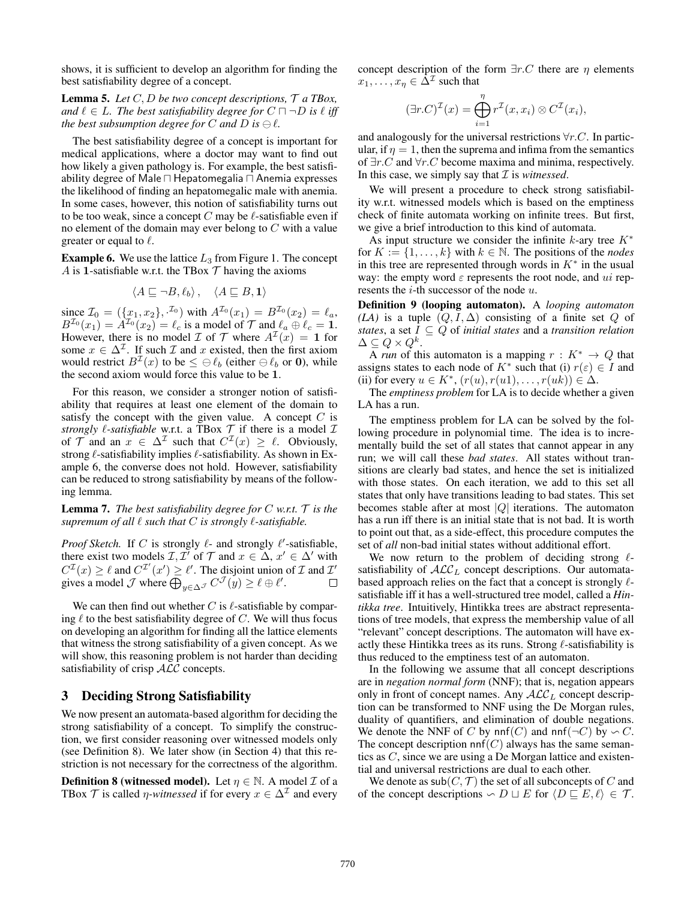shows, it is sufficient to develop an algorithm for finding the best satisfiability degree of a concept.

**Lemma 5.** *Let $C, D$ be two concept descriptions, $\mathcal{T}$ a TBox, and $\ell \in L$. The best satisfiability degree for $C \sqcap \neg D$ is $\ell$ iff the best subsumption degree for $C$ and $D$ is $\ominus \ell$.*

The best satisfiability degree of a concept is important for medical applications, where a doctor may want to find out how likely a given pathology is. For example, the best satisfiability degree of $\mathsf{Male} \sqcap \mathsf{Hepatomegalia} \sqcap \mathsf{Anemia}$ expresses the likelihood of finding an hepatomegalic male with anemia. In some cases, however, this notion of satisfiability turns out to be too weak, since a concept $C$ may be $\ell$-satisfiable even if no element of the domain may ever belong to $C$ with a value greater or equal to $\ell$.

**Example 6.** We use the lattice $L_3$ from Figure 1. The concept $A$ is $\mathbf{1}$-satisfiable w.r.t. the TBox $\mathcal{T}$ having the axioms

$$\langle A \sqsubseteq \neg B, \ell_b \rangle, \quad \langle A \sqsubseteq B, \mathbf{1} \rangle$$

since $\mathcal{I}_0 = (\{x_1, x_2\}, \cdot^{\mathcal{I}_0})$ with $A^{\mathcal{I}_0}(x_1) = B^{\mathcal{I}_0}(x_2) = \ell_a$, $B^{\mathcal{I}_0}(x_1) = A^{\mathcal{I}_0}(x_2) = \ell_c$ is a model of $\mathcal{T}$ and $\ell_a \oplus \ell_c = \mathbf{1}$. However, there is no model $\mathcal{I}$ of $\mathcal{T}$ where $A^{\mathcal{I}}(x) = \mathbf{1}$ for some $x \in \Delta^{\mathcal{I}}$. If such $\mathcal{I}$ and $x$ existed, then the first axiom would restrict $B^{\mathcal{I}}(x)$ to be $\leq \ominus \ell_b$ (either $\ominus \ell_b$ or $\mathbf{0}$), while the second axiom would force this value to be $\mathbf{1}$.

For this reason, we consider a stronger notion of satisfiability that requires at least one element of the domain to satisfy the concept with the given value. A concept $C$ is *strongly $\ell$-satisfiable* w.r.t. a TBox $\mathcal{T}$ if there is a model $\mathcal{I}$ of $\mathcal{T}$ and an $x \in \Delta^{\mathcal{I}}$ such that $C^{\mathcal{I}}(x) \geq \ell$. Obviously, strong $\ell$-satisfiability implies $\ell$-satisfiability. As shown in Example 6, the converse does not hold. However, satisfiability can be reduced to strong satisfiability by means of the following lemma.

**Lemma 7.** *The best satisfiability degree for $C$ w.r.t. $\mathcal{T}$ is the supremum of all $\ell$ such that $C$ is strongly $\ell$-satisfiable.*

*Proof Sketch.* If $C$ is strongly $\ell$- and strongly $\ell'$-satisfiable, there exist two models $\mathcal{I}, \mathcal{I}'$ of $\mathcal{T}$ and $x \in \Delta$, $x' \in \Delta'$ with $C^{\mathcal{I}}(x) \geq \ell$ and $C^{\mathcal{I}'}(x') \geq \ell'$. The disjoint union of $\mathcal{I}$ and $\mathcal{I}'$ gives a model $\mathcal{J}$ where $\bigoplus_{y \in \Delta^{\mathcal{J}}} C^{\mathcal{J}}(y) \geq \ell \oplus \ell'$. $\square$

We can then find out whether $C$ is $\ell$-satisfiable by comparing $\ell$ to the best satisfiability degree of $C$. We will thus focus on developing an algorithm for finding all the lattice elements that witness the strong satisfiability of a given concept. As we will show, this reasoning problem is not harder than deciding satisfiability of crisp $\mathcal{ALC}$ concepts.

## 3 Deciding Strong Satisfiability

We now present an automata-based algorithm for deciding the strong satisfiability of a concept. To simplify the construction, we first consider reasoning over witnessed models only (see Definition 8). We later show (in Section 4) that this restriction is not necessary for the correctness of the algorithm.

**Definition 8 (witnessed model).** Let $\eta \in \mathbb{N}$. A model $\mathcal{I}$ of a TBox $\mathcal{T}$ is called *$\eta$-witnessed* if for every $x \in \Delta^{\mathcal{I}}$ and every concept description of the form $\exists r.C$ there are $\eta$ elements $x_1, \ldots, x_\eta \in \Delta^{\mathcal{I}}$ such that

$$(\exists r.C)^{\mathcal{I}}(x) = \bigoplus_{i=1}^{\eta} r^{\mathcal{I}}(x, x_i) \otimes C^{\mathcal{I}}(x_i),$$

and analogously for the universal restrictions $\forall r.C$. In particular, if $\eta = 1$, then the suprema and infima from the semantics of $\exists r.C$ and $\forall r.C$ become maxima and minima, respectively. In this case, we simply say that $\mathcal{I}$ is *witnessed*.

We will present a procedure to check strong satisfiability w.r.t. witnessed models which is based on the emptiness check of finite automata working on infinite trees. But first, we give a brief introduction to this kind of automata.

As input structure we consider the infinite $k$-ary tree $K^*$ for $K := \{1, \ldots, k\}$ with $k \in \mathbb{N}$. The positions of the *nodes* in this tree are represented through words in $K^*$ in the usual way: the empty word $\varepsilon$ represents the root node, and $ui$ represents the $i$-th successor of the node $u$.

**Definition 9 (looping automaton).** A *looping automaton (LA)* is a tuple $(Q, I, \Delta)$ consisting of a finite set $Q$ of *states*, a set $I \subseteq Q$ of *initial states* and a *transition relation* $\Delta \subseteq Q \times Q^k$.

A *run* of this automaton is a mapping $r : K^* \to Q$ that assigns states to each node of $K^*$ such that (i) $r(\varepsilon) \in I$ and (ii) for every $u \in K^*$, $(r(u), r(u1), \ldots, r(uk)) \in \Delta$.

The *emptiness problem* for LA is to decide whether a given LA has a run.

The emptiness problem for LA can be solved by the following procedure in polynomial time. The idea is to incrementally build the set of all states that cannot appear in any run; we will call these *bad states*. All states without transitions are clearly bad states, and hence the set is initialized with those states. On each iteration, we add to this set all states that only have transitions leading to bad states. This set becomes stable after at most $|Q|$ iterations. The automaton has a run iff there is an initial state that is not bad. It is worth to point out that, as a side-effect, this procedure computes the set of *all* non-bad initial states without additional effort.

We now return to the problem of deciding strong $\ell$-satisfiability of $\mathcal{ALC}_L$ concept descriptions. Our automata-based approach relies on the fact that a concept is strongly $\ell$-satisfiable iff it has a well-structured tree model, called a *Hintikka tree*. Intuitively, Hintikka trees are abstract representations of tree models, that express the membership value of all "relevant" concept descriptions. The automaton will have exactly these Hintikka trees as its runs. Strong $\ell$-satisfiability is thus reduced to the emptiness test of an automaton.

In the following we assume that all concept descriptions are in *negation normal form* (NNF); that is, negation appears only in front of concept names. Any $\mathcal{ALC}_L$ concept description can be transformed to NNF using the De Morgan rules, duality of quantifiers, and elimination of double negations. We denote the NNF of $C$ by $\mathsf{nnf}(C)$ and $\mathsf{nnf}(\neg C)$ by $\backsim C$. The concept description $\mathsf{nnf}(C)$ always has the same semantics as $C$, since we are using a De Morgan lattice and existential and universal restrictions are dual to each other.

We denote as $\mathsf{sub}(C, \mathcal{T})$ the set of all subconcepts of $C$ and of the concept descriptions $\backsim D \sqcup E$ for $\langle D \sqsubseteq E, \ell \rangle \in \mathcal{T}$.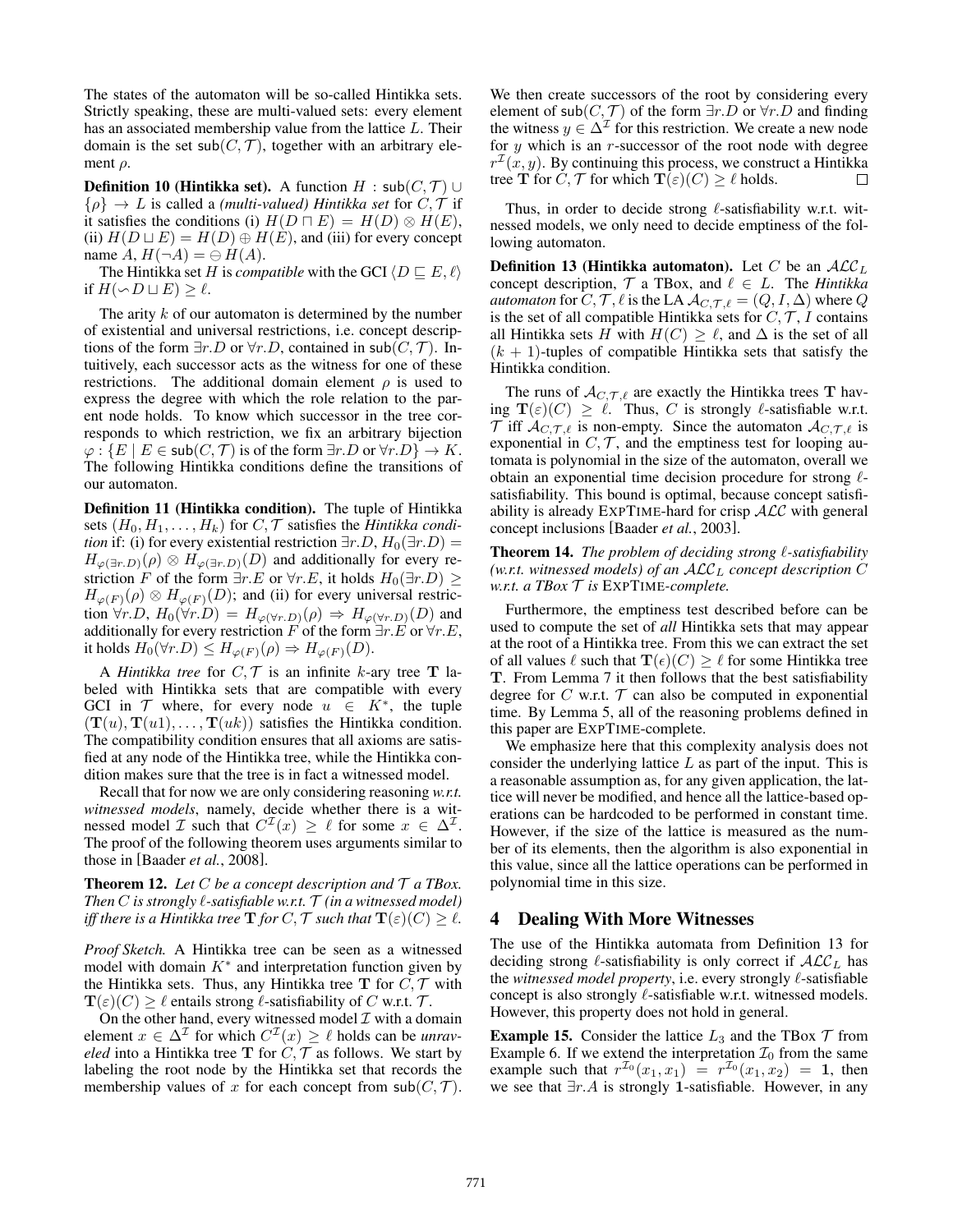The states of the automaton will be so-called Hintikka sets. Strictly speaking, these are multi-valued sets: every element has an associated membership value from the lattice $L$. Their domain is the set $\mathsf{sub}(C, \mathcal{T})$, together with an arbitrary element $\rho$.

**Definition 10 (Hintikka set).** A function $H : \mathsf{sub}(C, \mathcal{T}) \cup \{\rho\} \to L$ is called a *(multi-valued) Hintikka set* for $C, \mathcal{T}$ if it satisfies the conditions (i) $H(D \sqcap E) = H(D) \otimes H(E)$, (ii) $H(D \sqcup E) = H(D) \oplus H(E)$, and (iii) for every concept name $A$, $H(\neg A) = \ominus H(A)$.

The Hintikka set $H$ is *compatible* with the GCI $\langle D \sqsubseteq E, \ell\rangle$ if $H(\backsim D \sqcup E) \geq \ell$.

The arity $k$ of our automaton is determined by the number of existential and universal restrictions, i.e. concept descriptions of the form $\exists r.D$ or $\forall r.D$, contained in $\mathsf{sub}(C, \mathcal{T})$. Intuitively, each successor acts as the witness for one of these restrictions. The additional domain element $\rho$ is used to express the degree with which the role relation to the parent node holds. To know which successor in the tree corresponds to which restriction, we fix an arbitrary bijection $\varphi : \{E \mid E \in \mathsf{sub}(C, \mathcal{T}) \text{ is of the form } \exists r.D \text{ or } \forall r.D\} \to K$. The following Hintikka conditions define the transitions of our automaton.

**Definition 11 (Hintikka condition).** The tuple of Hintikka sets $(H_0, H_1, \ldots, H_k)$ for $C, \mathcal{T}$ satisfies the *Hintikka condition* if: (i) for every existential restriction $\exists r.D$, $H_0(\exists r.D) = H_{\varphi(\exists r.D)}(\rho) \otimes H_{\varphi(\exists r.D)}(D)$ and additionally for every restriction $F$ of the form $\exists r.E$ or $\forall r.E$, it holds $H_0(\exists r.D) \geq H_{\varphi(F)}(\rho) \otimes H_{\varphi(F)}(D)$; and (ii) for every universal restriction $\forall r.D$, $H_0(\forall r.D) = H_{\varphi(\forall r.D)}(\rho) \Rightarrow H_{\varphi(\forall r.D)}(D)$ and additionally for every restriction $F$ of the form $\exists r.E$ or $\forall r.E$, it holds $H_0(\forall r.D) \leq H_{\varphi(F)}(\rho) \Rightarrow H_{\varphi(F)}(D)$.

A *Hintikka tree* for $C, \mathcal{T}$ is an infinite $k$-ary tree $\mathbf{T}$ labeled with Hintikka sets that are compatible with every GCI in $\mathcal{T}$ where, for every node $u \in K^*$, the tuple $(\mathbf{T}(u), \mathbf{T}(u1), \ldots, \mathbf{T}(uk))$ satisfies the Hintikka condition. The compatibility condition ensures that all axioms are satisfied at any node of the Hintikka tree, while the Hintikka condition makes sure that the tree is in fact a witnessed model.

Recall that for now we are only considering reasoning *w.r.t. witnessed models*, namely, decide whether there is a witnessed model $\mathcal{I}$ such that $C^{\mathcal{I}}(x) \geq \ell$ for some $x \in \Delta^{\mathcal{I}}$. The proof of the following theorem uses arguments similar to those in [Baader *et al.*, 2008].

**Theorem 12.** *Let $C$ be a concept description and $\mathcal{T}$ a TBox. Then $C$ is strongly $\ell$-satisfiable w.r.t. $\mathcal{T}$ (in a witnessed model) iff there is a Hintikka tree $\mathbf{T}$ for $C, \mathcal{T}$ such that $\mathbf{T}(\varepsilon)(C) \geq \ell$.*

*Proof Sketch.* A Hintikka tree can be seen as a witnessed model with domain $K^*$ and interpretation function given by the Hintikka sets. Thus, any Hintikka tree $\mathbf{T}$ for $C, \mathcal{T}$ with $\mathbf{T}(\varepsilon)(C) \geq \ell$ entails strong $\ell$-satisfiability of $C$ w.r.t. $\mathcal{T}$.

On the other hand, every witnessed model $\mathcal{I}$ with a domain element $x \in \Delta^{\mathcal{I}}$ for which $C^{\mathcal{I}}(x) \geq \ell$ holds can be *unraveled* into a Hintikka tree $\mathbf{T}$ for $C, \mathcal{T}$ as follows. We start by labeling the root node by the Hintikka set that records the membership values of $x$ for each concept from $\mathsf{sub}(C, \mathcal{T})$. We then create successors of the root by considering every element of $\mathsf{sub}(C, \mathcal{T})$ of the form $\exists r.D$ or $\forall r.D$ and finding the witness $y \in \Delta^{\mathcal{I}}$ for this restriction. We create a new node for $y$ which is an $r$-successor of the root node with degree $r^{\mathcal{I}}(x, y)$. By continuing this process, we construct a Hintikka tree $\mathbf{T}$ for $C, \mathcal{T}$ for which $\mathbf{T}(\varepsilon)(C) \geq \ell$ holds. □

Thus, in order to decide strong $\ell$-satisfiability w.r.t. witnessed models, we only need to decide emptiness of the following automaton.

**Definition 13 (Hintikka automaton).** Let $C$ be an $\mathcal{ALC}_L$ concept description, $\mathcal{T}$ a TBox, and $\ell \in L$. The *Hintikka automaton* for $C, \mathcal{T}, \ell$ is the LA $\mathcal{A}_{C,\mathcal{T},\ell} = (Q, I, \Delta)$ where $Q$ is the set of all compatible Hintikka sets for $C, \mathcal{T}$, $I$ contains all Hintikka sets $H$ with $H(C) \geq \ell$, and $\Delta$ is the set of all $(k+1)$-tuples of compatible Hintikka sets that satisfy the Hintikka condition.

The runs of $\mathcal{A}_{C,\mathcal{T},\ell}$ are exactly the Hintikka trees $\mathbf{T}$ having $\mathbf{T}(\varepsilon)(C) \geq \ell$. Thus, $C$ is strongly $\ell$-satisfiable w.r.t. $\mathcal{T}$ iff $\mathcal{A}_{C,\mathcal{T},\ell}$ is non-empty. Since the automaton $\mathcal{A}_{C,\mathcal{T},\ell}$ is exponential in $C, \mathcal{T}$, and the emptiness test for looping automata is polynomial in the size of the automaton, overall we obtain an exponential time decision procedure for strong $\ell$-satisfiability. This bound is optimal, because concept satisfiability is already EXPTIME-hard for crisp $\mathcal{ALC}$ with general concept inclusions [Baader *et al.*, 2003].

**Theorem 14.** *The problem of deciding strong $\ell$-satisfiability (w.r.t. witnessed models) of an $\mathcal{ALC}_L$ concept description $C$ w.r.t. a TBox $\mathcal{T}$ is* EXPTIME*-complete.*

Furthermore, the emptiness test described before can be used to compute the set of *all* Hintikka sets that may appear at the root of a Hintikka tree. From this we can extract the set of all values $\ell$ such that $\mathbf{T}(\epsilon)(C) \geq \ell$ for some Hintikka tree $\mathbf{T}$. From Lemma 7 it then follows that the best satisfiability degree for $C$ w.r.t. $\mathcal{T}$ can also be computed in exponential time. By Lemma 5, all of the reasoning problems defined in this paper are EXPTIME-complete.

We emphasize here that this complexity analysis does not consider the underlying lattice $L$ as part of the input. This is a reasonable assumption as, for any given application, the lattice will never be modified, and hence all the lattice-based operations can be hardcoded to be performed in constant time. However, if the size of the lattice is measured as the number of its elements, then the algorithm is also exponential in this value, since all the lattice operations can be performed in polynomial time in this size.

## 4 Dealing With More Witnesses

The use of the Hintikka automata from Definition 13 for deciding strong $\ell$-satisfiability is only correct if $\mathcal{ALC}_L$ has the *witnessed model property*, i.e. every strongly $\ell$-satisfiable concept is also strongly $\ell$-satisfiable w.r.t. witnessed models. However, this property does not hold in general.

**Example 15.** Consider the lattice $L_3$ and the TBox $\mathcal{T}$ from Example 6. If we extend the interpretation $\mathcal{I}_0$ from the same example such that $r^{\mathcal{I}_0}(x_1, x_1) = r^{\mathcal{I}_0}(x_1, x_2) = \mathbf{1}$, then we see that $\exists r.A$ is strongly $\mathbf{1}$-satisfiable. However, in any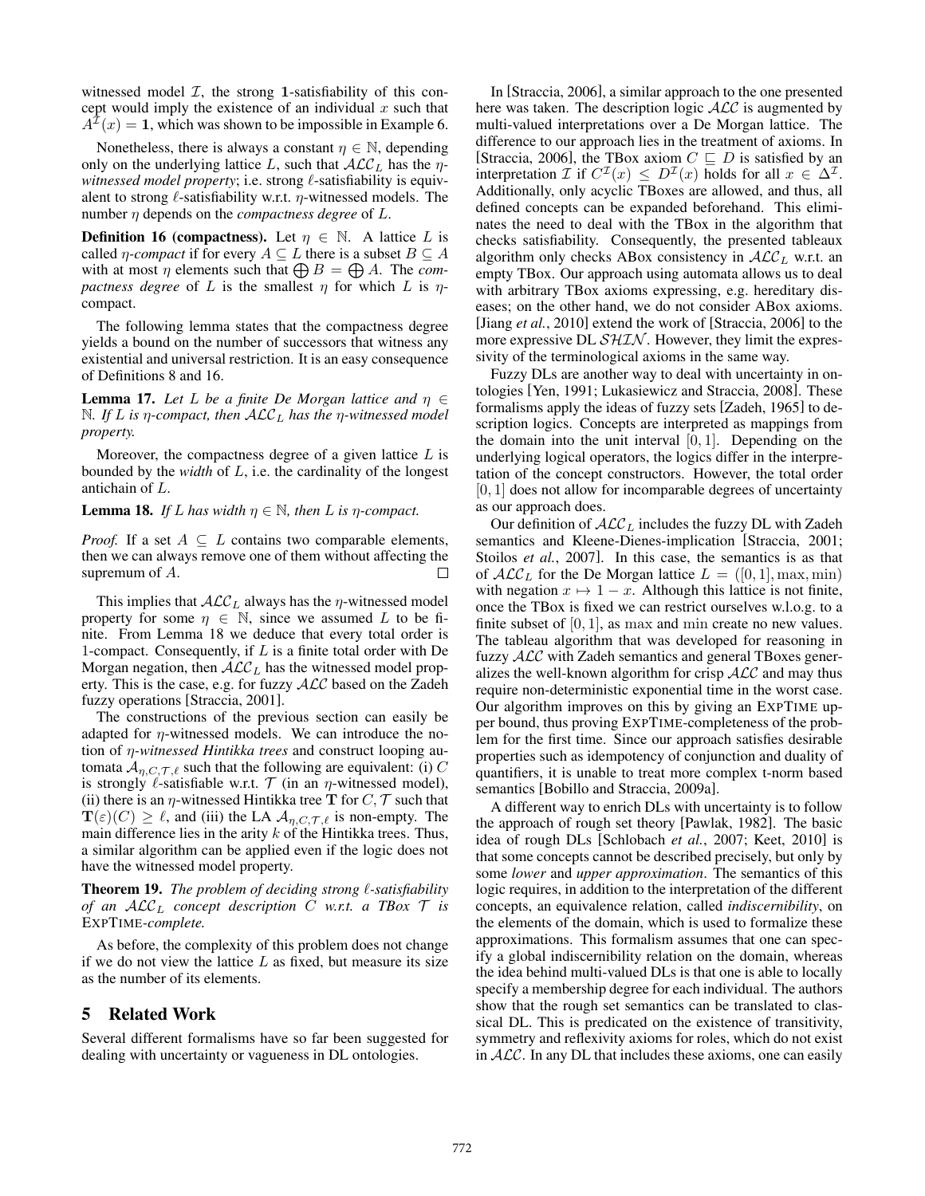witnessed model $\mathcal{I}$, the strong $\mathbf{1}$-satisfiability of this concept would imply the existence of an individual $x$ such that $A^{\mathcal{I}}(x) = \mathbf{1}$, which was shown to be impossible in Example 6.

Nonetheless, there is always a constant $\eta \in \mathbb{N}$, depending only on the underlying lattice $L$, such that $\mathcal{ALC}_L$ has the *$\eta$-witnessed model property*; i.e. strong $\ell$-satisfiability is equivalent to strong $\ell$-satisfiability w.r.t. $\eta$-witnessed models. The number $\eta$ depends on the *compactness degree* of $L$.

**Definition 16 (compactness).** Let $\eta \in \mathbb{N}$. A lattice $L$ is called *$\eta$-compact* if for every $A \subseteq L$ there is a subset $B \subseteq A$ with at most $\eta$ elements such that $\bigoplus B = \bigoplus A$. The *compactness degree* of $L$ is the smallest $\eta$ for which $L$ is $\eta$-compact.

The following lemma states that the compactness degree yields a bound on the number of successors that witness any existential and universal restriction. It is an easy consequence of Definitions 8 and 16.

**Lemma 17.** *Let $L$ be a finite De Morgan lattice and $\eta \in \mathbb{N}$. If $L$ is $\eta$-compact, then $\mathcal{ALC}_L$ has the $\eta$-witnessed model property.*

Moreover, the compactness degree of a given lattice $L$ is bounded by the *width* of $L$, i.e. the cardinality of the longest antichain of $L$.

**Lemma 18.** *If $L$ has width $\eta \in \mathbb{N}$, then $L$ is $\eta$-compact.*

*Proof.* If a set $A \subseteq L$ contains two comparable elements, then we can always remove one of them without affecting the supremum of $A$. □

This implies that $\mathcal{ALC}_L$ always has the $\eta$-witnessed model property for some $\eta \in \mathbb{N}$, since we assumed $L$ to be finite. From Lemma 18 we deduce that every total order is 1-compact. Consequently, if $L$ is a finite total order with De Morgan negation, then $\mathcal{ALC}_L$ has the witnessed model property. This is the case, e.g. for fuzzy $\mathcal{ALC}$ based on the Zadeh fuzzy operations [Straccia, 2001].

The constructions of the previous section can easily be adapted for $\eta$-witnessed models. We can introduce the notion of *$\eta$-witnessed Hintikka trees* and construct looping automata $\mathcal{A}_{\eta,C,\mathcal{T},\ell}$ such that the following are equivalent: (i) $C$ is strongly $\ell$-satisfiable w.r.t. $\mathcal{T}$ (in an $\eta$-witnessed model), (ii) there is an $\eta$-witnessed Hintikka tree $\mathbf{T}$ for $C, \mathcal{T}$ such that $\mathbf{T}(\varepsilon)(C) \geq \ell$, and (iii) the LA $\mathcal{A}_{\eta,C,\mathcal{T},\ell}$ is non-empty. The main difference lies in the arity $k$ of the Hintikka trees. Thus, a similar algorithm can be applied even if the logic does not have the witnessed model property.

**Theorem 19.** *The problem of deciding strong $\ell$-satisfiability of an $\mathcal{ALC}_L$ concept description $C$ w.r.t. a TBox $\mathcal{T}$ is* ExpTime*-complete.*

As before, the complexity of this problem does not change if we do not view the lattice $L$ as fixed, but measure its size as the number of its elements.

## 5 Related Work

Several different formalisms have so far been suggested for dealing with uncertainty or vagueness in DL ontologies.

In [Straccia, 2006], a similar approach to the one presented here was taken. The description logic $\mathcal{ALC}$ is augmented by multi-valued interpretations over a De Morgan lattice. The difference to our approach lies in the treatment of axioms. In [Straccia, 2006], the TBox axiom $C \sqsubseteq D$ is satisfied by an interpretation $\mathcal{I}$ if $C^{\mathcal{I}}(x) \leq D^{\mathcal{I}}(x)$ holds for all $x \in \Delta^{\mathcal{I}}$. Additionally, only acyclic TBoxes are allowed, and thus, all defined concepts can be expanded beforehand. This eliminates the need to deal with the TBox in the algorithm that checks satisfiability. Consequently, the presented tableaux algorithm only checks ABox consistency in $\mathcal{ALC}_L$ w.r.t. an empty TBox. Our approach using automata allows us to deal with arbitrary TBox axioms expressing, e.g. hereditary diseases; on the other hand, we do not consider ABox axioms. [Jiang *et al.*, 2010] extend the work of [Straccia, 2006] to the more expressive DL $\mathcal{SHIN}$. However, they limit the expressivity of the terminological axioms in the same way.

Fuzzy DLs are another way to deal with uncertainty in ontologies [Yen, 1991; Lukasiewicz and Straccia, 2008]. These formalisms apply the ideas of fuzzy sets [Zadeh, 1965] to description logics. Concepts are interpreted as mappings from the domain into the unit interval $[0, 1]$. Depending on the underlying logical operators, the logics differ in the interpretation of the concept constructors. However, the total order $[0, 1]$ does not allow for incomparable degrees of uncertainty as our approach does.

Our definition of $\mathcal{ALC}_L$ includes the fuzzy DL with Zadeh semantics and Kleene-Dienes-implication [Straccia, 2001; Stoilos *et al.*, 2007]. In this case, the semantics is as that of $\mathcal{ALC}_L$ for the De Morgan lattice $L = ([0, 1], \max, \min)$ with negation $x \mapsto 1 - x$. Although this lattice is not finite, once the TBox is fixed we can restrict ourselves w.l.o.g. to a finite subset of $[0, 1]$, as $\max$ and $\min$ create no new values. The tableau algorithm that was developed for reasoning in fuzzy $\mathcal{ALC}$ with Zadeh semantics and general TBoxes generalizes the well-known algorithm for crisp $\mathcal{ALC}$ and may thus require non-deterministic exponential time in the worst case. Our algorithm improves on this by giving an ExpTime upper bound, thus proving ExpTime-completeness of the problem for the first time. Since our approach satisfies desirable properties such as idempotency of conjunction and duality of quantifiers, it is unable to treat more complex t-norm based semantics [Bobillo and Straccia, 2009a].

A different way to enrich DLs with uncertainty is to follow the approach of rough set theory [Pawlak, 1982]. The basic idea of rough DLs [Schlobach *et al.*, 2007; Keet, 2010] is that some concepts cannot be described precisely, but only by some *lower* and *upper approximation*. The semantics of this logic requires, in addition to the interpretation of the different concepts, an equivalence relation, called *indiscernibility*, on the elements of the domain, which is used to formalize these approximations. This formalism assumes that one can specify a global indiscernibility relation on the domain, whereas the idea behind multi-valued DLs is that one is able to locally specify a membership degree for each individual. The authors show that the rough set semantics can be translated to classical DL. This is predicated on the existence of transitivity, symmetry and reflexivity axioms for roles, which do not exist in $\mathcal{ALC}$. In any DL that includes these axioms, one can easily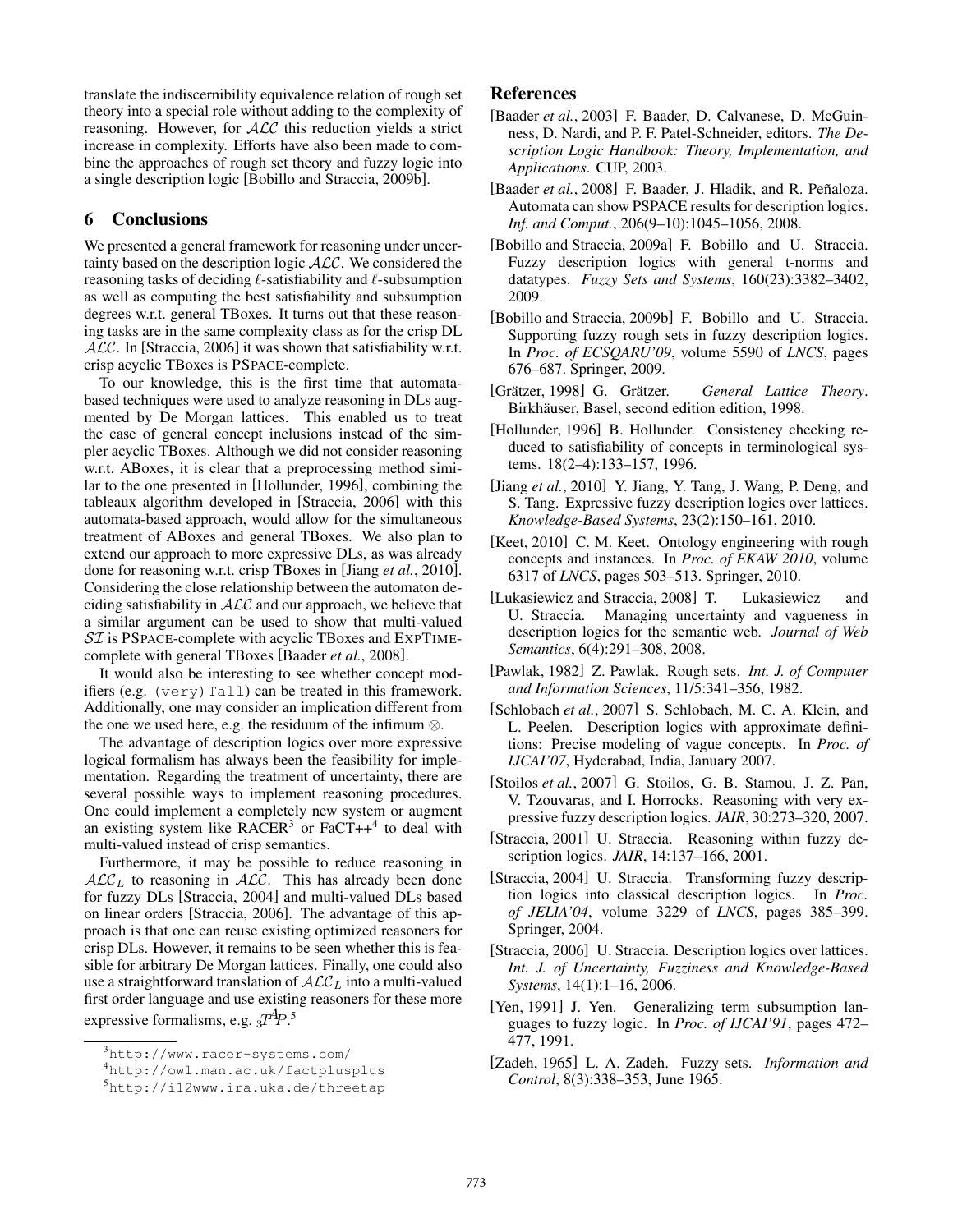translate the indiscernibility equivalence relation of rough set theory into a special role without adding to the complexity of reasoning. However, for $\mathcal{ALC}$ this reduction yields a strict increase in complexity. Efforts have also been made to combine the approaches of rough set theory and fuzzy logic into a single description logic [Bobillo and Straccia, 2009b].

## 6 Conclusions

We presented a general framework for reasoning under uncertainty based on the description logic $\mathcal{ALC}$. We considered the reasoning tasks of deciding $\ell$-satisfiability and $\ell$-subsumption as well as computing the best satisfiability and subsumption degrees w.r.t. general TBoxes. It turns out that these reasoning tasks are in the same complexity class as for the crisp DL $\mathcal{ALC}$. In [Straccia, 2006] it was shown that satisfiability w.r.t. crisp acyclic TBoxes is PSPACE-complete.

To our knowledge, this is the first time that automata-based techniques were used to analyze reasoning in DLs augmented by De Morgan lattices. This enabled us to treat the case of general concept inclusions instead of the simpler acyclic TBoxes. Although we did not consider reasoning w.r.t. ABoxes, it is clear that a preprocessing method similar to the one presented in [Hollunder, 1996], combining the tableaux algorithm developed in [Straccia, 2006] with this automata-based approach, would allow for the simultaneous treatment of ABoxes and general TBoxes. We also plan to extend our approach to more expressive DLs, as was already done for reasoning w.r.t. crisp TBoxes in [Jiang *et al.*, 2010]. Considering the close relationship between the automaton deciding satisfiability in $\mathcal{ALC}$ and our approach, we believe that a similar argument can be used to show that multi-valued $\mathcal{SI}$ is PSPACE-complete with acyclic TBoxes and EXPTIME-complete with general TBoxes [Baader *et al.*, 2008].

It would also be interesting to see whether concept modifiers (e.g. `(very)Tall`) can be treated in this framework. Additionally, one may consider an implication different from the one we used here, e.g. the residuum of the infimum $\otimes$.

The advantage of description logics over more expressive logical formalism has always been the feasibility for implementation. Regarding the treatment of uncertainty, there are several possible ways to implement reasoning procedures. One could implement a completely new system or augment an existing system like RACER[3] or FaCT++[4] to deal with multi-valued instead of crisp semantics.

Furthermore, it may be possible to reduce reasoning in $\mathcal{ALC}_L$ to reasoning in $\mathcal{ALC}$. This has already been done for fuzzy DLs [Straccia, 2004] and multi-valued DLs based on linear orders [Straccia, 2006]. The advantage of this approach is that one can reuse existing optimized reasoners for crisp DLs. However, it remains to be seen whether this is feasible for arbitrary De Morgan lattices. Finally, one could also use a straightforward translation of $\mathcal{ALC}_L$ into a multi-valued first order language and use existing reasoners for these more expressive formalisms, e.g. $_3T^AP$.[5]

[3] http://www.racer-systems.com/

[4] http://owl.man.ac.uk/factplusplus

[5] http://i12www.ira.uka.de/threetap

## References

[Baader *et al.*, 2003] F. Baader, D. Calvanese, D. McGuinness, D. Nardi, and P. F. Patel-Schneider, editors. *The Description Logic Handbook: Theory, Implementation, and Applications*. CUP, 2003.

[Baader *et al.*, 2008] F. Baader, J. Hladik, and R. Peñaloza. Automata can show PSPACE results for description logics. *Inf. and Comput.*, 206(9–10):1045–1056, 2008.

[Bobillo and Straccia, 2009a] F. Bobillo and U. Straccia. Fuzzy description logics with general t-norms and datatypes. *Fuzzy Sets and Systems*, 160(23):3382–3402, 2009.

[Bobillo and Straccia, 2009b] F. Bobillo and U. Straccia. Supporting fuzzy rough sets in fuzzy description logics. In *Proc. of ECSQARU'09*, volume 5590 of *LNCS*, pages 676–687. Springer, 2009.

[Grätzer, 1998] G. Grätzer. *General Lattice Theory*. Birkhäuser, Basel, second edition edition, 1998.

[Hollunder, 1996] B. Hollunder. Consistency checking reduced to satisfiability of concepts in terminological systems. 18(2–4):133–157, 1996.

[Jiang *et al.*, 2010] Y. Jiang, Y. Tang, J. Wang, P. Deng, and S. Tang. Expressive fuzzy description logics over lattices. *Knowledge-Based Systems*, 23(2):150–161, 2010.

[Keet, 2010] C. M. Keet. Ontology engineering with rough concepts and instances. In *Proc. of EKAW 2010*, volume 6317 of *LNCS*, pages 503–513. Springer, 2010.

[Lukasiewicz and Straccia, 2008] T. Lukasiewicz and U. Straccia. Managing uncertainty and vagueness in description logics for the semantic web. *Journal of Web Semantics*, 6(4):291–308, 2008.

[Pawlak, 1982] Z. Pawlak. Rough sets. *Int. J. of Computer and Information Sciences*, 11/5:341–356, 1982.

[Schlobach *et al.*, 2007] S. Schlobach, M. C. A. Klein, and L. Peelen. Description logics with approximate definitions: Precise modeling of vague concepts. In *Proc. of IJCAI'07*, Hyderabad, India, January 2007.

[Stoilos *et al.*, 2007] G. Stoilos, G. B. Stamou, J. Z. Pan, V. Tzouvaras, and I. Horrocks. Reasoning with very expressive fuzzy description logics. *JAIR*, 30:273–320, 2007.

[Straccia, 2001] U. Straccia. Reasoning within fuzzy description logics. *JAIR*, 14:137–166, 2001.

[Straccia, 2004] U. Straccia. Transforming fuzzy description logics into classical description logics. In *Proc. of JELIA'04*, volume 3229 of *LNCS*, pages 385–399. Springer, 2004.

[Straccia, 2006] U. Straccia. Description logics over lattices. *Int. J. of Uncertainty, Fuzziness and Knowledge-Based Systems*, 14(1):1–16, 2006.

[Yen, 1991] J. Yen. Generalizing term subsumption languages to fuzzy logic. In *Proc. of IJCAI'91*, pages 472–477, 1991.

[Zadeh, 1965] L. A. Zadeh. Fuzzy sets. *Information and Control*, 8(3):338–353, June 1965.